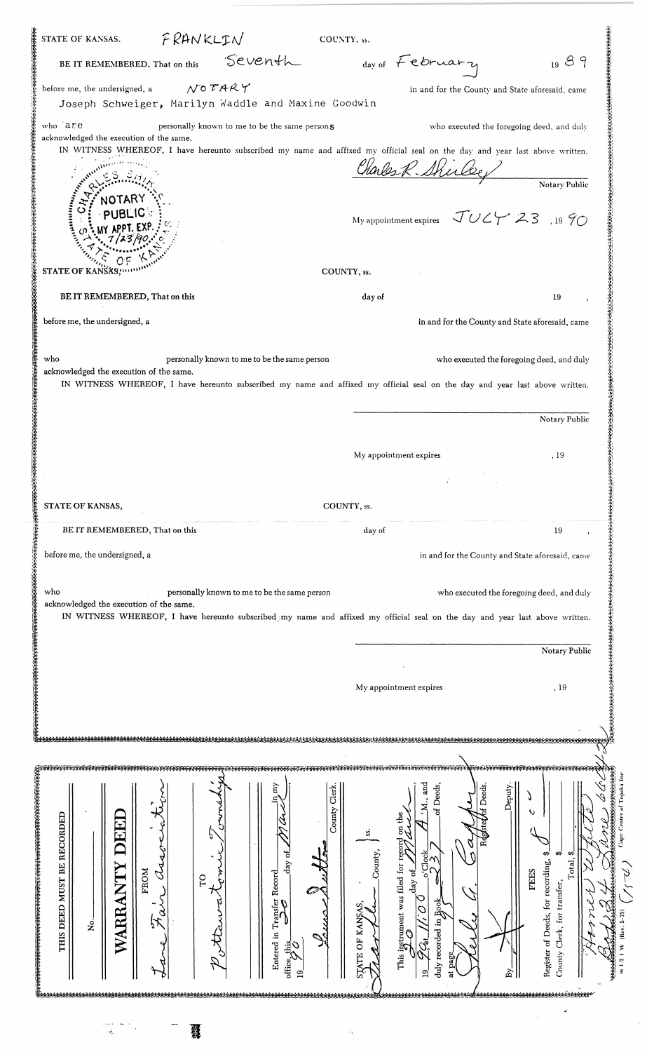STATE OF KANSAS. FRANKLIN COUNTY, ss.

BE IT REMEMBERED, That on this Seventh day of February 1989

before me, the undersigned, a NOTARY in and for the County and State aforesaid, came Joseph Schweiger, Marilyn Waddle and Maxine Goodwin

who are personally known to me to be the same persons who executed the foregoing deed, and duly acknowledged the execution of the same.

IN WITNESS WHEREOF, I have hereunto subscribed my name and affixed my official seal on the day and year last above written.

CHARLES SHIRLEY NOTARY PUBLIC MY APPT. EXP. 7/23/90 STATE OF KANSAS

Charles R. Shirley
Notary Public

My appointment expires JULY 23, 1990

STATE OF KANSAS, COUNTY, ss.

BE IT REMEMBERED, That on this day of 19 ,

before me, the undersigned, a in and for the County and State aforesaid, came

who personally known to me to be the same person who executed the foregoing deed, and duly acknowledged the execution of the same.

IN WITNESS WHEREOF, I have hereunto subscribed my name and affixed my official seal on the day and year last above written.

Notary Public

My appointment expires , 19

STATE OF KANSAS, COUNTY, ss.

BE IT REMEMBERED, That on this day of 19 ,

before me, the undersigned, a in and for the County and State aforesaid, came

who personally known to me to be the same person who executed the foregoing deed, and duly acknowledged the execution of the same.

IN WITNESS WHEREOF, I have hereunto subscribed my name and affixed my official seal on the day and year last above written.

Notary Public

My appointment expires , 19

---

THIS DEED MUST BE RECORDED

No. 

**WARRANTY DEED**

FROM Lane Fair Association

TO Pottawatomie Township

Entered in Transfer Record in my office this 20 day of March 19 90.

Laura Sutton County Clerk.

STATE OF KANSAS, Franklin County, ss.

This instrument was filed for record on the 20 day of March 19 90 at 11:00 o'Clock A.M., and duly recorded in Book 237 of Deeds, at page 85

Sheila A. Carter Register of Deeds.

By Deputy.

FEES

Register of Deeds, for recording, $ 8 00

County Clerk, for transfer, $

Total, $

Harold White Box 34 Lane 66042 (s/d)

m 1-2 1 W (Rev. 5-75) Copy Center of Topeka Inc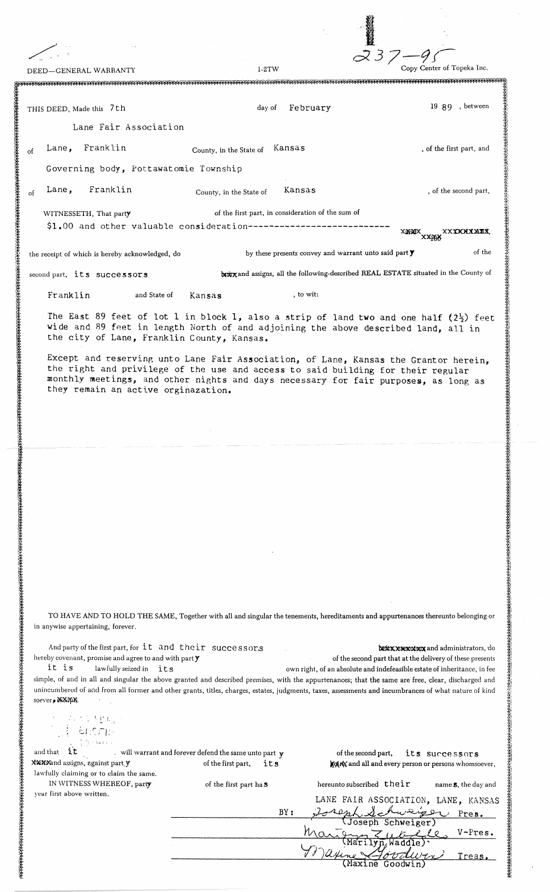DEED—GENERAL WARRANTY                    1-2TW                    237-95                    Copy Center of Topeka Inc.

THIS DEED, Made this 7th day of February 19 89, between

Lane Fair Association

of Lane, Franklin County, in the State of Kansas, of the first part, and

Governing body, Pottawatomie Township

of Lane, Franklin County, in the State of Kansas, of the second part,

WITNESSETH, That party of the first part, in consideration of the sum of

$1.00 and other valuable consideration---------------------------- XXXX XXXX XXXXXXXX,

the receipt of which is hereby acknowledged, do by these presents convey and warrant unto said party of the second part, its successors ~~heirs~~ and assigns, all the following-described REAL ESTATE situated in the County of Franklin and State of Kansas, to wit:

The East 89 feet of lot 1 in block 1, also a strip of land two and one half (2½) feet wide and 89 feet in length North of and adjoining the above described land, all in the city of Lane, Franklin County, Kansas.

Except and reserving unto Lane Fair Association, of Lane, Kansas the Grantor herein, the right and privilege of the use and access to said building for their regular monthly meetings, and other nights and days necessary for fair purposes, as long as they remain an active orginazation.

TO HAVE AND TO HOLD THE SAME, Together with all and singular the tenements, hereditaments and appurtenances thereunto belonging or in anywise appertaining, forever.

And party of the first part, for it and their successors ~~heirs, executors~~ and administrators, do hereby covenant, promise and agree to and with party of the second part that at the delivery of these presents it is lawfully seized in its own right, of an absolute and indefeasible estate of inheritance, in fee simple, of and in all and singular the above granted and described premises, with the appurtenances; that the same are free, clear, discharged and unincumbered of and from all former and other grants, titles, charges, estates, judgments, taxes, assessments and incumbrances of what nature of kind soever, XXXX

and that it will warrant and forever defend the same unto party of the second part, its successors ~~heirs~~ and assigns, against party of the first part, its ~~heirs~~ and all and every person or persons whomsoever, lawfully claiming or to claim the same.

IN WITNESS WHEREOF, party of the first part has hereunto subscribed their names, the day and year first above written.

LANE FAIR ASSOCIATION, LANE, KANSAS

BY: *Joseph Schweiger* Pres.
(Joseph Schweiger)

*Marilyn Waddle* V-Pres.
(Marilyn Waddle)

*Maxine Goodwin* Treas.
(Maxine Goodwin)